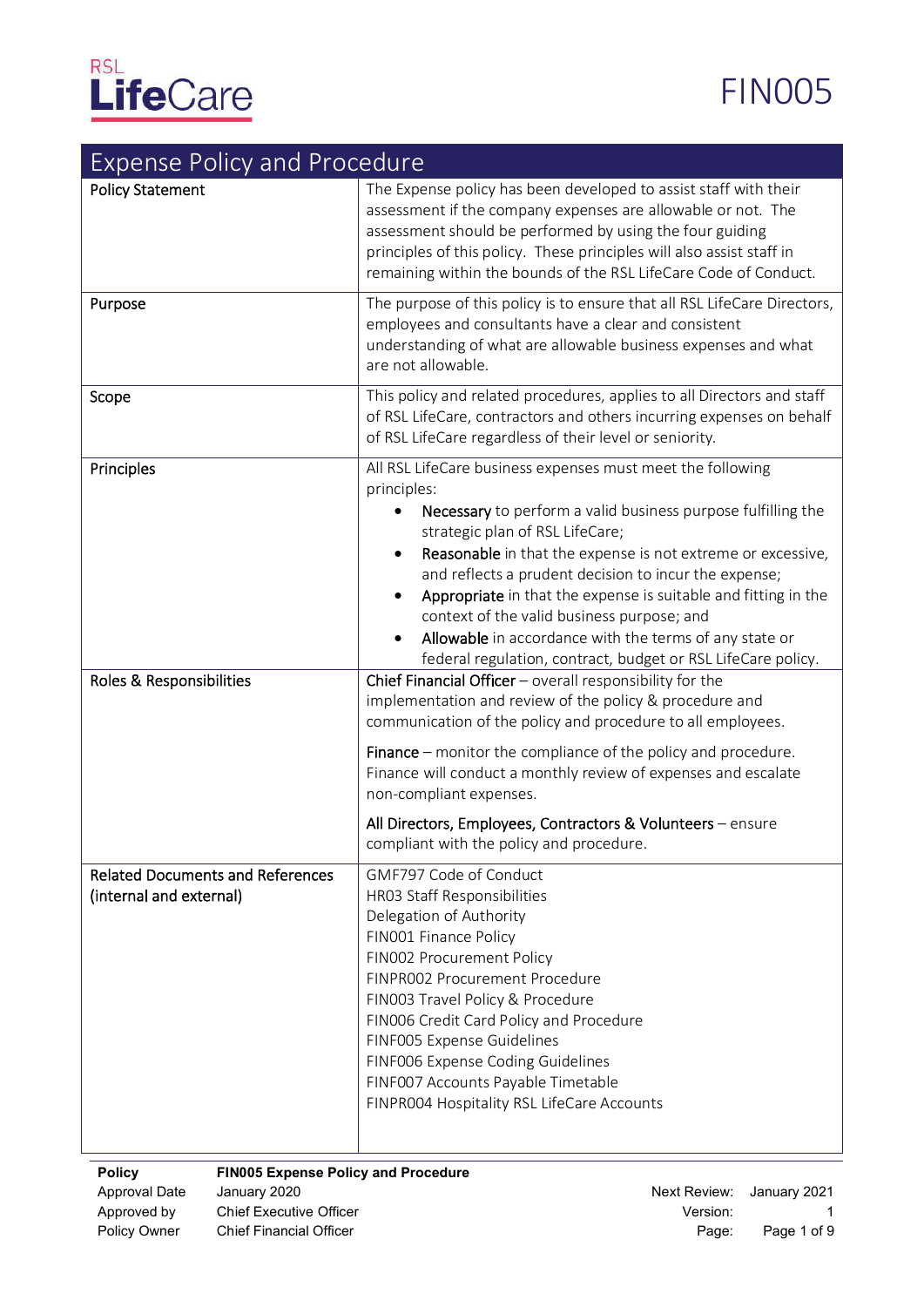RSL LifeCare

# FIN005

## Expense Policy and Procedure

| | |
|---|---|
| **Policy Statement** | The Expense policy has been developed to assist staff with their assessment if the company expenses are allowable or not. The assessment should be performed by using the four guiding principles of this policy. These principles will also assist staff in remaining within the bounds of the RSL LifeCare Code of Conduct. |
| **Purpose** | The purpose of this policy is to ensure that all RSL LifeCare Directors, employees and consultants have a clear and consistent understanding of what are allowable business expenses and what are not allowable. |
| **Scope** | This policy and related procedures, applies to all Directors and staff of RSL LifeCare, contractors and others incurring expenses on behalf of RSL LifeCare regardless of their level or seniority. |
| **Principles** | All RSL LifeCare business expenses must meet the following principles:<br>• **Necessary** to perform a valid business purpose fulfilling the strategic plan of RSL LifeCare;<br>• **Reasonable** in that the expense is not extreme or excessive, and reflects a prudent decision to incur the expense;<br>• **Appropriate** in that the expense is suitable and fitting in the context of the valid business purpose; and<br>• **Allowable** in accordance with the terms of any state or federal regulation, contract, budget or RSL LifeCare policy. |
| **Roles & Responsibilities** | **Chief Financial Officer** – overall responsibility for the implementation and review of the policy & procedure and communication of the policy and procedure to all employees.<br><br>**Finance** – monitor the compliance of the policy and procedure. Finance will conduct a monthly review of expenses and escalate non-compliant expenses.<br><br>**All Directors, Employees, Contractors & Volunteers** – ensure compliant with the policy and procedure. |
| **Related Documents and References (internal and external)** | GMF797 Code of Conduct<br>HR03 Staff Responsibilities<br>Delegation of Authority<br>FIN001 Finance Policy<br>FIN002 Procurement Policy<br>FINPR002 Procurement Procedure<br>FIN003 Travel Policy & Procedure<br>FIN006 Credit Card Policy and Procedure<br>FINF005 Expense Guidelines<br>FINF006 Expense Coding Guidelines<br>FINF007 Accounts Payable Timetable<br>FINPR004 Hospitality RSL LifeCare Accounts |

| | | | |
|---|---|---|---|
| **Policy** | **FIN005 Expense Policy and Procedure** | | |
| Approval Date | January 2020 | Next Review: | January 2021 |
| Approved by | Chief Executive Officer | Version: | 1 |
| Policy Owner | Chief Financial Officer | | |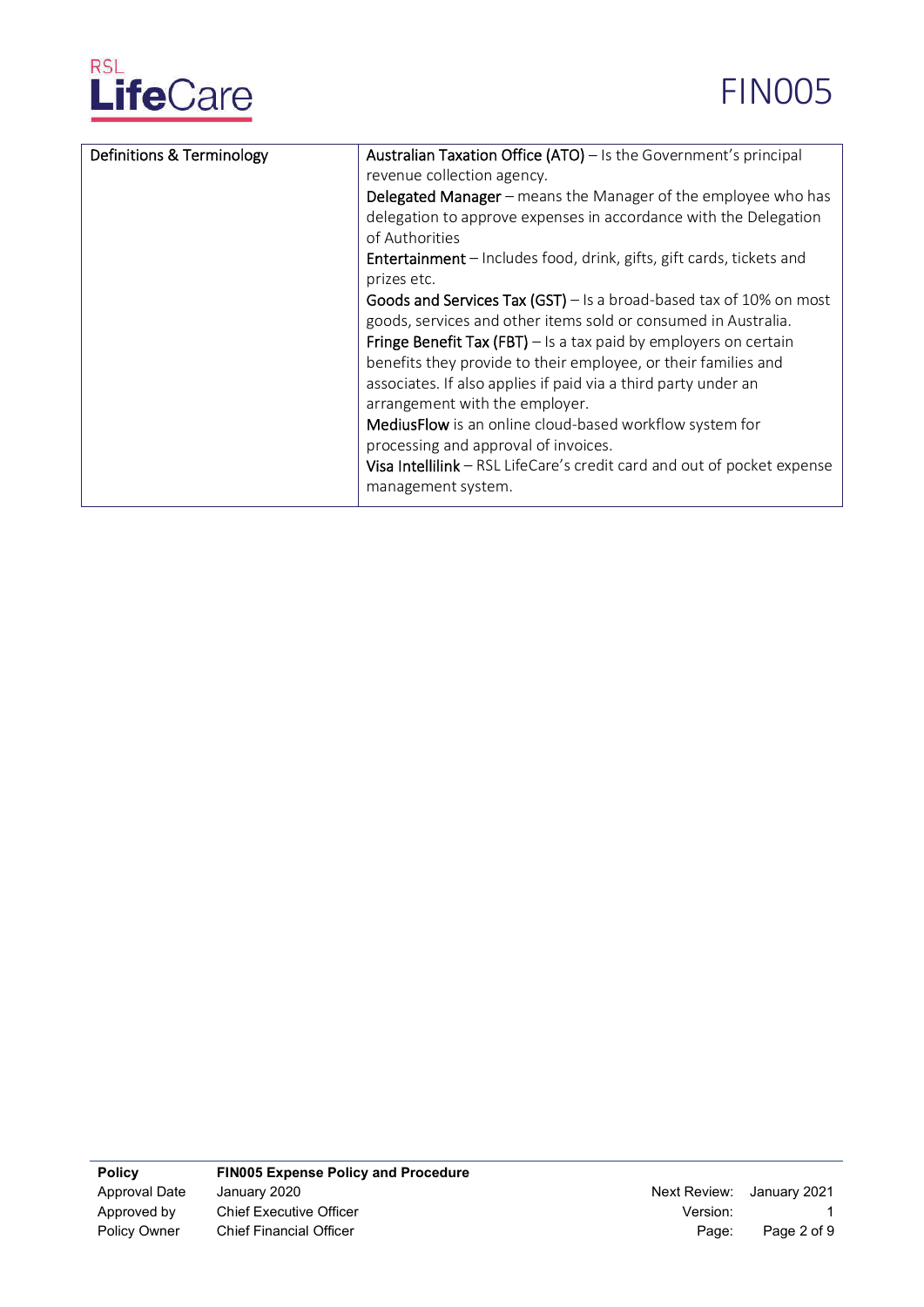| | |
|---|---|
| Definitions & Terminology | **Australian Taxation Office (ATO)** – Is the Government's principal revenue collection agency.<br>**Delegated Manager** – means the Manager of the employee who has delegation to approve expenses in accordance with the Delegation of Authorities<br>**Entertainment** – Includes food, drink, gifts, gift cards, tickets and prizes etc.<br>**Goods and Services Tax (GST)** – Is a broad-based tax of 10% on most goods, services and other items sold or consumed in Australia.<br>**Fringe Benefit Tax (FBT)** – Is a tax paid by employers on certain benefits they provide to their employee, or their families and associates. If also applies if paid via a third party under an arrangement with the employer.<br>**MediusFlow** is an online cloud-based workflow system for processing and approval of invoices.<br>**Visa Intellilink** – RSL LifeCare's credit card and out of pocket expense management system. |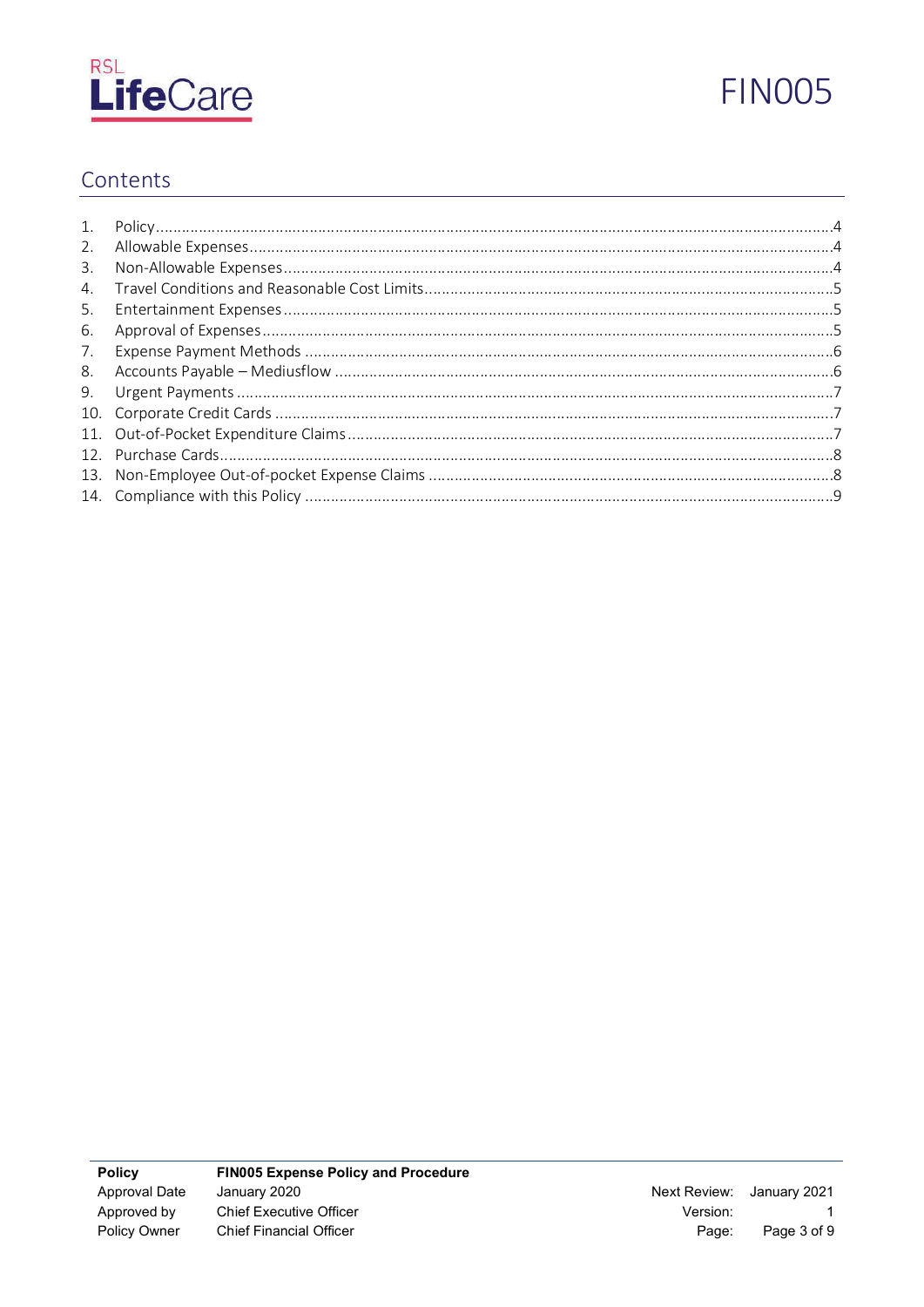## Contents

1. Policy ....................................................................................................................4
2. Allowable Expenses ..............................................................................................4
3. Non-Allowable Expenses .......................................................................................4
4. Travel Conditions and Reasonable Cost Limits ........................................................5
5. Entertainment Expenses .......................................................................................5
6. Approval of Expenses ...........................................................................................5
7. Expense Payment Methods ...................................................................................6
8. Accounts Payable – Mediusflow .............................................................................6
9. Urgent Payments .................................................................................................7
10. Corporate Credit Cards ........................................................................................7
11. Out-of-Pocket Expenditure Claims .........................................................................7
12. Purchase Cards ...................................................................................................8
13. Non-Employee Out-of-pocket Expense Claims .........................................................8
14. Compliance with this Policy ...................................................................................9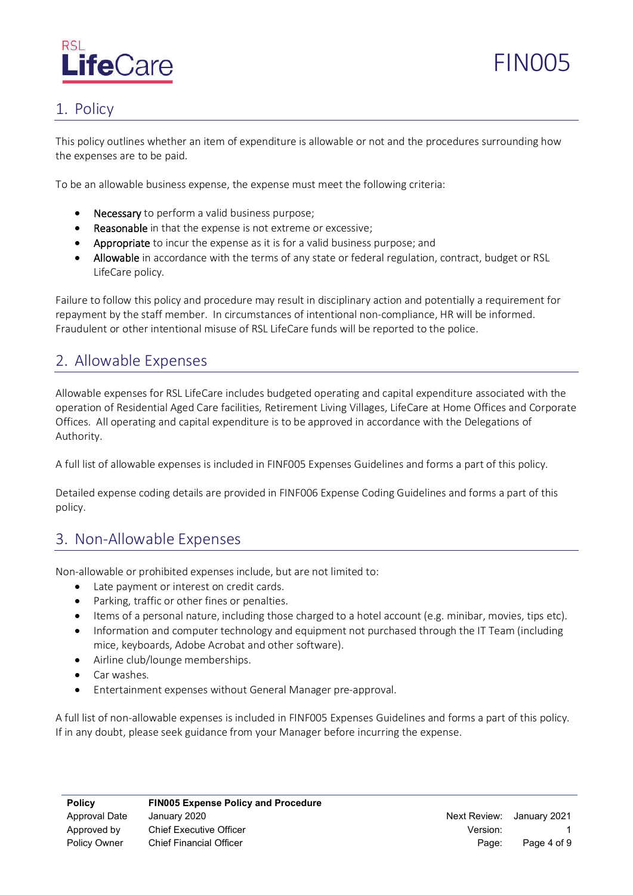## 1. Policy

This policy outlines whether an item of expenditure is allowable or not and the procedures surrounding how the expenses are to be paid.

To be an allowable business expense, the expense must meet the following criteria:

- Necessary to perform a valid business purpose;
- Reasonable in that the expense is not extreme or excessive;
- Appropriate to incur the expense as it is for a valid business purpose; and
- Allowable in accordance with the terms of any state or federal regulation, contract, budget or RSL LifeCare policy.

Failure to follow this policy and procedure may result in disciplinary action and potentially a requirement for repayment by the staff member. In circumstances of intentional non-compliance, HR will be informed. Fraudulent or other intentional misuse of RSL LifeCare funds will be reported to the police.

## 2. Allowable Expenses

Allowable expenses for RSL LifeCare includes budgeted operating and capital expenditure associated with the operation of Residential Aged Care facilities, Retirement Living Villages, LifeCare at Home Offices and Corporate Offices. All operating and capital expenditure is to be approved in accordance with the Delegations of Authority.

A full list of allowable expenses is included in FINF005 Expenses Guidelines and forms a part of this policy.

Detailed expense coding details are provided in FINF006 Expense Coding Guidelines and forms a part of this policy.

## 3. Non-Allowable Expenses

Non-allowable or prohibited expenses include, but are not limited to:

- Late payment or interest on credit cards.
- Parking, traffic or other fines or penalties.
- Items of a personal nature, including those charged to a hotel account (e.g. minibar, movies, tips etc).
- Information and computer technology and equipment not purchased through the IT Team (including mice, keyboards, Adobe Acrobat and other software).
- Airline club/lounge memberships.
- Car washes.
- Entertainment expenses without General Manager pre-approval.

A full list of non-allowable expenses is included in FINF005 Expenses Guidelines and forms a part of this policy. If in any doubt, please seek guidance from your Manager before incurring the expense.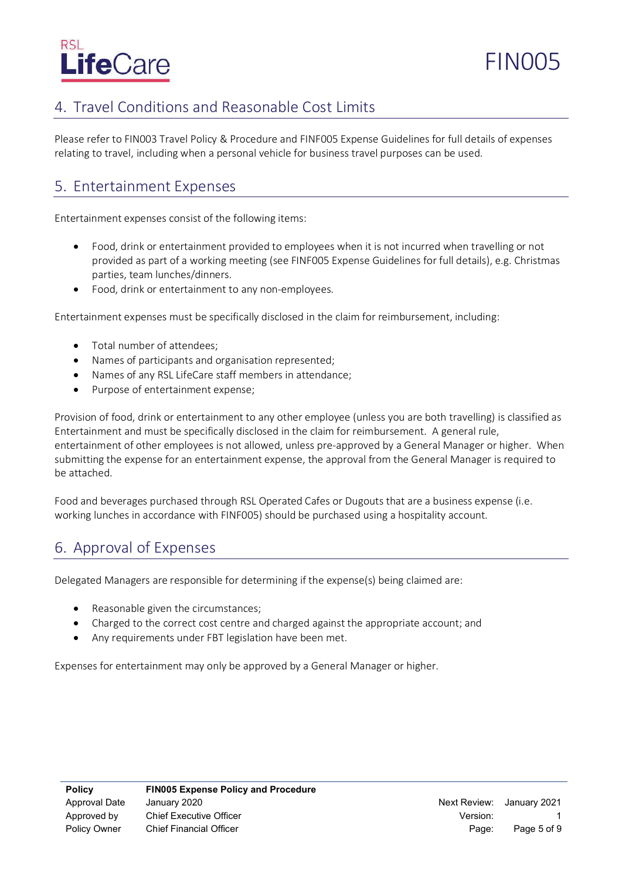## 4. Travel Conditions and Reasonable Cost Limits

Please refer to FIN003 Travel Policy & Procedure and FINF005 Expense Guidelines for full details of expenses relating to travel, including when a personal vehicle for business travel purposes can be used.

## 5. Entertainment Expenses

Entertainment expenses consist of the following items:

- Food, drink or entertainment provided to employees when it is not incurred when travelling or not provided as part of a working meeting (see FINF005 Expense Guidelines for full details), e.g. Christmas parties, team lunches/dinners.
- Food, drink or entertainment to any non-employees.

Entertainment expenses must be specifically disclosed in the claim for reimbursement, including:

- Total number of attendees;
- Names of participants and organisation represented;
- Names of any RSL LifeCare staff members in attendance;
- Purpose of entertainment expense;

Provision of food, drink or entertainment to any other employee (unless you are both travelling) is classified as Entertainment and must be specifically disclosed in the claim for reimbursement. A general rule, entertainment of other employees is not allowed, unless pre-approved by a General Manager or higher. When submitting the expense for an entertainment expense, the approval from the General Manager is required to be attached.

Food and beverages purchased through RSL Operated Cafes or Dugouts that are a business expense (i.e. working lunches in accordance with FINF005) should be purchased using a hospitality account.

## 6. Approval of Expenses

Delegated Managers are responsible for determining if the expense(s) being claimed are:

- Reasonable given the circumstances;
- Charged to the correct cost centre and charged against the appropriate account; and
- Any requirements under FBT legislation have been met.

Expenses for entertainment may only be approved by a General Manager or higher.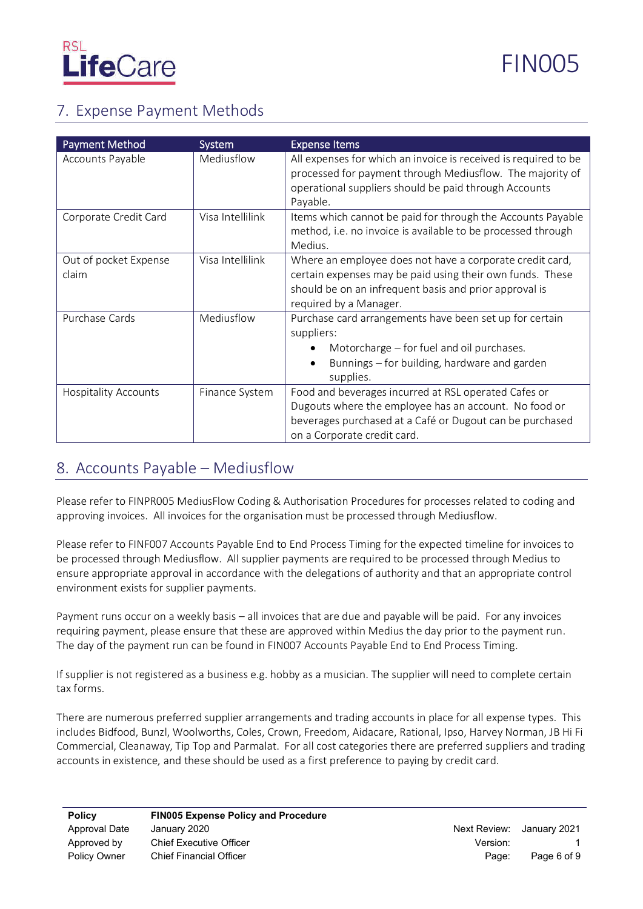## 7. Expense Payment Methods

| Payment Method | System | Expense Items |
|---|---|---|
| Accounts Payable | Mediusflow | All expenses for which an invoice is received is required to be processed for payment through Mediusflow. The majority of operational suppliers should be paid through Accounts Payable. |
| Corporate Credit Card | Visa Intellilink | Items which cannot be paid for through the Accounts Payable method, i.e. no invoice is available to be processed through Medius. |
| Out of pocket Expense claim | Visa Intellilink | Where an employee does not have a corporate credit card, certain expenses may be paid using their own funds. These should be on an infrequent basis and prior approval is required by a Manager. |
| Purchase Cards | Mediusflow | Purchase card arrangements have been set up for certain suppliers:<br>• Motorcharge – for fuel and oil purchases.<br>• Bunnings – for building, hardware and garden supplies. |
| Hospitality Accounts | Finance System | Food and beverages incurred at RSL operated Cafes or Dugouts where the employee has an account. No food or beverages purchased at a Café or Dugout can be purchased on a Corporate credit card. |

## 8. Accounts Payable – Mediusflow

Please refer to FINPR005 MediusFlow Coding & Authorisation Procedures for processes related to coding and approving invoices. All invoices for the organisation must be processed through Mediusflow.

Please refer to FINF007 Accounts Payable End to End Process Timing for the expected timeline for invoices to be processed through Mediusflow. All supplier payments are required to be processed through Medius to ensure appropriate approval in accordance with the delegations of authority and that an appropriate control environment exists for supplier payments.

Payment runs occur on a weekly basis – all invoices that are due and payable will be paid. For any invoices requiring payment, please ensure that these are approved within Medius the day prior to the payment run. The day of the payment run can be found in FIN007 Accounts Payable End to End Process Timing.

If supplier is not registered as a business e.g. hobby as a musician. The supplier will need to complete certain tax forms.

There are numerous preferred supplier arrangements and trading accounts in place for all expense types. This includes Bidfood, Bunzl, Woolworths, Coles, Crown, Freedom, Aidacare, Rational, Ipso, Harvey Norman, JB Hi Fi Commercial, Cleanaway, Tip Top and Parmalat. For all cost categories there are preferred suppliers and trading accounts in existence, and these should be used as a first preference to paying by credit card.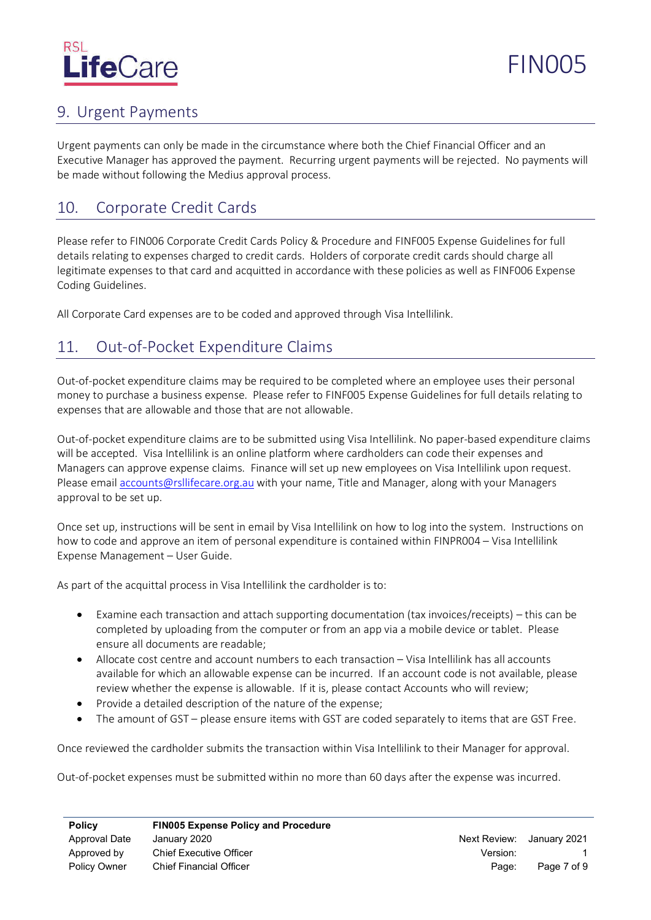## 9. Urgent Payments

Urgent payments can only be made in the circumstance where both the Chief Financial Officer and an Executive Manager has approved the payment. Recurring urgent payments will be rejected. No payments will be made without following the Medius approval process.

## 10. Corporate Credit Cards

Please refer to FIN006 Corporate Credit Cards Policy & Procedure and FINF005 Expense Guidelines for full details relating to expenses charged to credit cards. Holders of corporate credit cards should charge all legitimate expenses to that card and acquitted in accordance with these policies as well as FINF006 Expense Coding Guidelines.

All Corporate Card expenses are to be coded and approved through Visa Intellilink.

## 11. Out-of-Pocket Expenditure Claims

Out-of-pocket expenditure claims may be required to be completed where an employee uses their personal money to purchase a business expense. Please refer to FINF005 Expense Guidelines for full details relating to expenses that are allowable and those that are not allowable.

Out-of-pocket expenditure claims are to be submitted using Visa Intellilink. No paper-based expenditure claims will be accepted. Visa Intellilink is an online platform where cardholders can code their expenses and Managers can approve expense claims. Finance will set up new employees on Visa Intellilink upon request. Please email accounts@rsllifecare.org.au with your name, Title and Manager, along with your Managers approval to be set up.

Once set up, instructions will be sent in email by Visa Intellilink on how to log into the system. Instructions on how to code and approve an item of personal expenditure is contained within FINPR004 – Visa Intellilink Expense Management – User Guide.

As part of the acquittal process in Visa Intellilink the cardholder is to:

- Examine each transaction and attach supporting documentation (tax invoices/receipts) – this can be completed by uploading from the computer or from an app via a mobile device or tablet. Please ensure all documents are readable;
- Allocate cost centre and account numbers to each transaction – Visa Intellilink has all accounts available for which an allowable expense can be incurred. If an account code is not available, please review whether the expense is allowable. If it is, please contact Accounts who will review;
- Provide a detailed description of the nature of the expense;
- The amount of GST – please ensure items with GST are coded separately to items that are GST Free.

Once reviewed the cardholder submits the transaction within Visa Intellilink to their Manager for approval.

Out-of-pocket expenses must be submitted within no more than 60 days after the expense was incurred.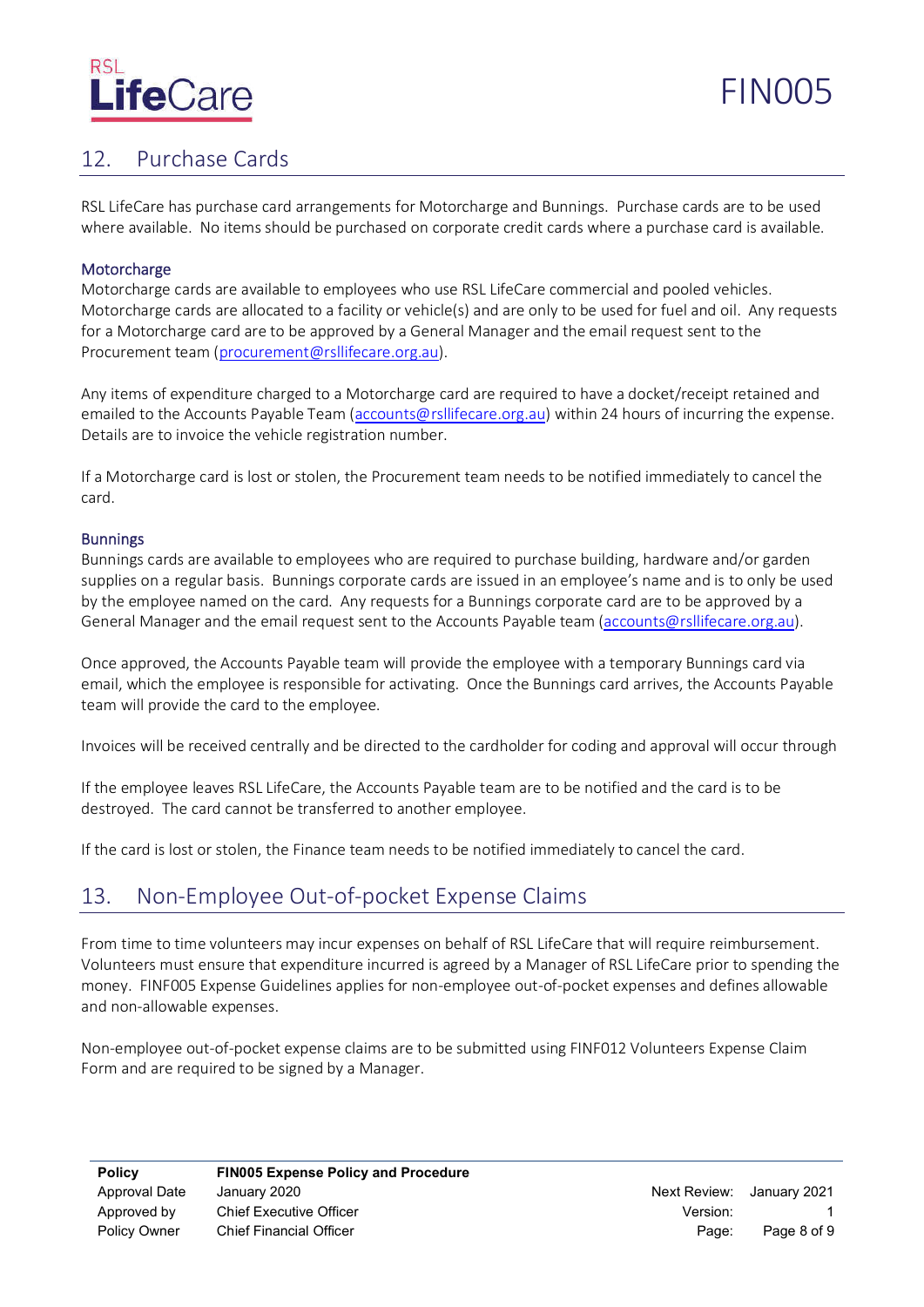## 12. Purchase Cards

RSL LifeCare has purchase card arrangements for Motorcharge and Bunnings. Purchase cards are to be used where available. No items should be purchased on corporate credit cards where a purchase card is available.

### Motorcharge

Motorcharge cards are available to employees who use RSL LifeCare commercial and pooled vehicles. Motorcharge cards are allocated to a facility or vehicle(s) and are only to be used for fuel and oil. Any requests for a Motorcharge card are to be approved by a General Manager and the email request sent to the Procurement team (procurement@rsllifecare.org.au).

Any items of expenditure charged to a Motorcharge card are required to have a docket/receipt retained and emailed to the Accounts Payable Team (accounts@rsllifecare.org.au) within 24 hours of incurring the expense. Details are to invoice the vehicle registration number.

If a Motorcharge card is lost or stolen, the Procurement team needs to be notified immediately to cancel the card.

### Bunnings

Bunnings cards are available to employees who are required to purchase building, hardware and/or garden supplies on a regular basis. Bunnings corporate cards are issued in an employee's name and is to only be used by the employee named on the card. Any requests for a Bunnings corporate card are to be approved by a General Manager and the email request sent to the Accounts Payable team (accounts@rsllifecare.org.au).

Once approved, the Accounts Payable team will provide the employee with a temporary Bunnings card via email, which the employee is responsible for activating. Once the Bunnings card arrives, the Accounts Payable team will provide the card to the employee.

Invoices will be received centrally and be directed to the cardholder for coding and approval will occur through

If the employee leaves RSL LifeCare, the Accounts Payable team are to be notified and the card is to be destroyed. The card cannot be transferred to another employee.

If the card is lost or stolen, the Finance team needs to be notified immediately to cancel the card.

## 13. Non-Employee Out-of-pocket Expense Claims

From time to time volunteers may incur expenses on behalf of RSL LifeCare that will require reimbursement. Volunteers must ensure that expenditure incurred is agreed by a Manager of RSL LifeCare prior to spending the money. FINF005 Expense Guidelines applies for non-employee out-of-pocket expenses and defines allowable and non-allowable expenses.

Non-employee out-of-pocket expense claims are to be submitted using FINF012 Volunteers Expense Claim Form and are required to be signed by a Manager.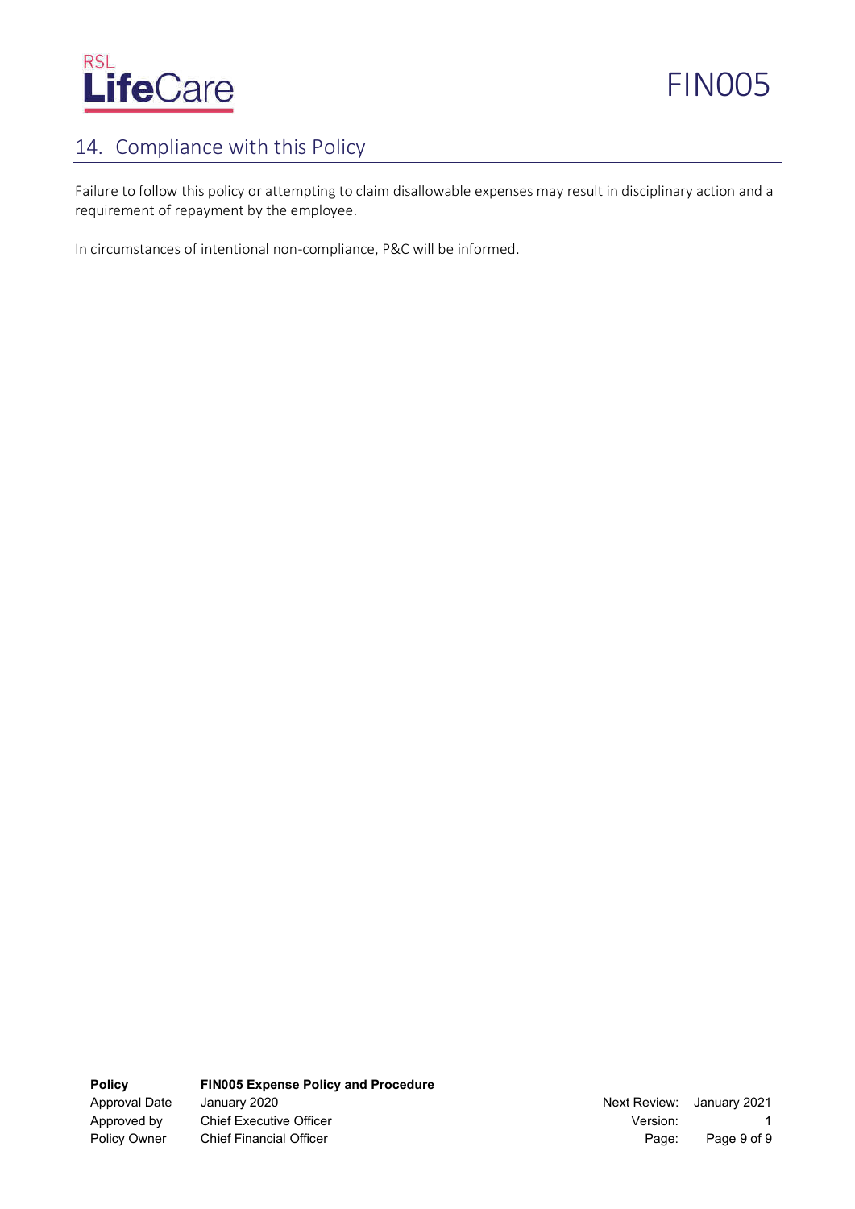## 14. Compliance with this Policy

Failure to follow this policy or attempting to claim disallowable expenses may result in disciplinary action and a requirement of repayment by the employee.

In circumstances of intentional non-compliance, P&C will be informed.